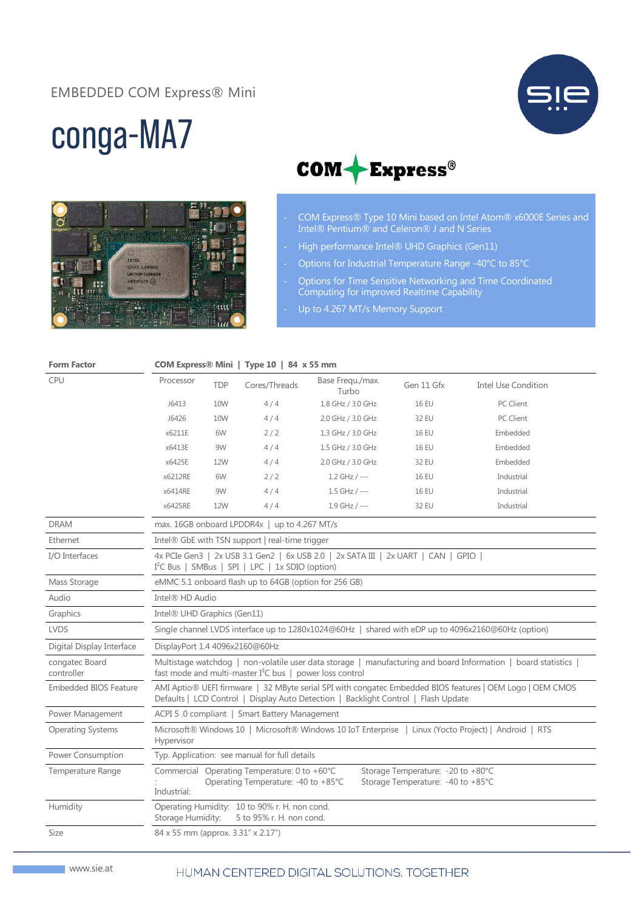EMBEDDED COM Express® Mini

# conga-MA7

- COM Express® Type 10 Mini based on Intel Atom® x6000E Series and Intel® Pentium® and Celeron® J and N Series
- High performance Intel® UHD Graphics (Gen11)
- Options for Industrial Temperature Range -40°C to 85°C
- Options for Time Sensitive Networking and Time Coordinated Computing for improved Realtime Capability
- Up to 4.267 MT/s Memory Support

| **Form Factor** | **COM Express® Mini \| Type 10 \| 84 x 55 mm** | | | | | |
|---|---|---|---|---|---|---|
| CPU | Processor | TDP | Cores/Threads | Base Frequ./max. Turbo | Gen 11 Gfx | Intel Use Condition |
| | J6413 | 10W | 4 / 4 | 1.8 GHz / 3.0 GHz | 16 EU | PC Client |
| | J6426 | 10W | 4 / 4 | 2.0 GHz / 3.0 GHz | 32 EU | PC Client |
| | x6211E | 6W | 2 / 2 | 1.3 GHz / 3.0 GHz | 16 EU | Embedded |
| | x6413E | 9W | 4 / 4 | 1.5 GHz / 3.0 GHz | 16 EU | Embedded |
| | x6425E | 12W | 4 / 4 | 2.0 GHz / 3.0 GHz | 32 EU | Embedded |
| | x6212RE | 6W | 2 / 2 | 1.2 GHz / --- | 16 EU | Industrial |
| | x6414RE | 9W | 4 / 4 | 1.5 GHz / --- | 16 EU | Industrial |
| | x6425RE | 12W | 4 / 4 | 1.9 GHz / --- | 32 EU | Industrial |

| | |
|---|---|
| DRAM | max. 16GB onboard LPDDR4x \| up to 4.267 MT/s |
| Ethernet | Intel® GbE with TSN support \| real-time trigger |
| I/O Interfaces | 4x PCIe Gen3 \| 2x USB 3.1 Gen2 \| 6x USB 2.0 \| 2x SATA III \| 2x UART \| CAN \| GPIO \| I²C Bus \| SMBus \| SPI \| LPC \| 1x SDIO (option) |
| Mass Storage | eMMC 5.1 onboard flash up to 64GB (option for 256 GB) |
| Audio | Intel® HD Audio |
| Graphics | Intel® UHD Graphics (Gen11) |
| LVDS | Single channel LVDS interface up to 1280x1024@60Hz \| shared with eDP up to 4096x2160@60Hz (option) |
| Digital Display Interface | DisplayPort 1.4 4096x2160@60Hz |
| congatec Board controller | Multistage watchdog \| non-volatile user data storage \| manufacturing and board Information \| board statistics \| fast mode and multi-master I²C bus \| power loss control |
| Embedded BIOS Feature | AMI Aptio® UEFI firmware \| 32 MByte serial SPI with congatec Embedded BIOS features \| OEM Logo \| OEM CMOS Defaults \| LCD Control \| Display Auto Detection \| Backlight Control \| Flash Update |
| Power Management | ACPI 5 .0 compliant \| Smart Battery Management |
| Operating Systems | Microsoft® Windows 10 \| Microsoft® Windows 10 IoT Enterprise \| Linux (Yocto Project) \| Android \| RTS Hypervisor |
| Power Consumption | Typ. Application: see manual for full details |
| Temperature Range | Commercial: Operating Temperature: 0 to +60°C, Storage Temperature: -20 to +80°C<br>Industrial: Operating Temperature: -40 to +85°C, Storage Temperature: -40 to +85°C |
| Humidity | Operating Humidity: 10 to 90% r. H. non cond.<br>Storage Humidity: 5 to 95% r. H. non cond. |
| Size | 84 x 55 mm (approx. 3.31" x 2.17") |

www.sie.at

HUMAN CENTERED DIGITAL SOLUTIONS. TOGETHER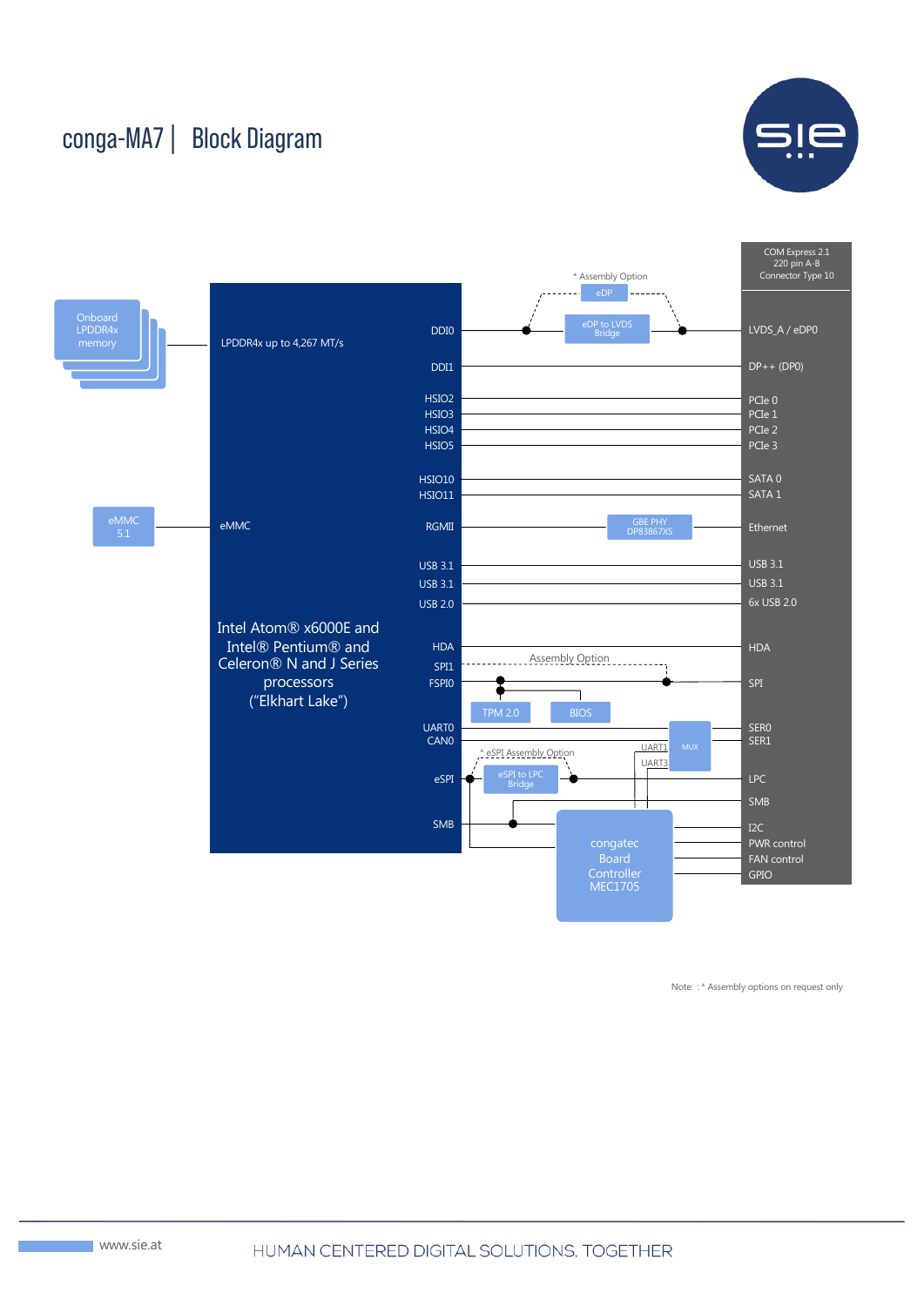# conga-MA7 | Block Diagram

COM Express 2.1
220 pin A-B
Connector Type 10

Onboard LPDDR4x memory

LPDDR4x up to 4,267 MT/s

eMMC 5.1

eMMC

Intel Atom® x6000E and Intel® Pentium® and Celeron® N and J Series processors ("Elkhart Lake")

* Assembly Option

eDP

eDP to LVDS Bridge

DDI0 — LVDS_A / eDP0

DDI1 — DP++ (DP0)

HSIO2 — PCIe 0

HSIO3 — PCIe 1

HSIO4 — PCIe 2

HSIO5 — PCIe 3

HSIO10 — SATA 0

HSIO11 — SATA 1

RGMII — GBE PHY DP83867XS — Ethernet

USB 3.1 — USB 3.1

USB 3.1 — USB 3.1

USB 2.0 — 6x USB 2.0

HDA — HDA

Assembly Option

SPI1

FSPI0 — SPI

TPM 2.0

BIOS

UART0 — SER0

CAN0 — SER1

MUX

UART1

UART3

* eSPI Assembly Option

eSPI — eSPI to LPC Bridge — LPC

SMB — SMB

congatec Board Controller MEC1705

I2C

PWR control

FAN control

GPIO

Note: : * Assembly options on request only

www.sie.at

HUMAN CENTERED DIGITAL SOLUTIONS. TOGETHER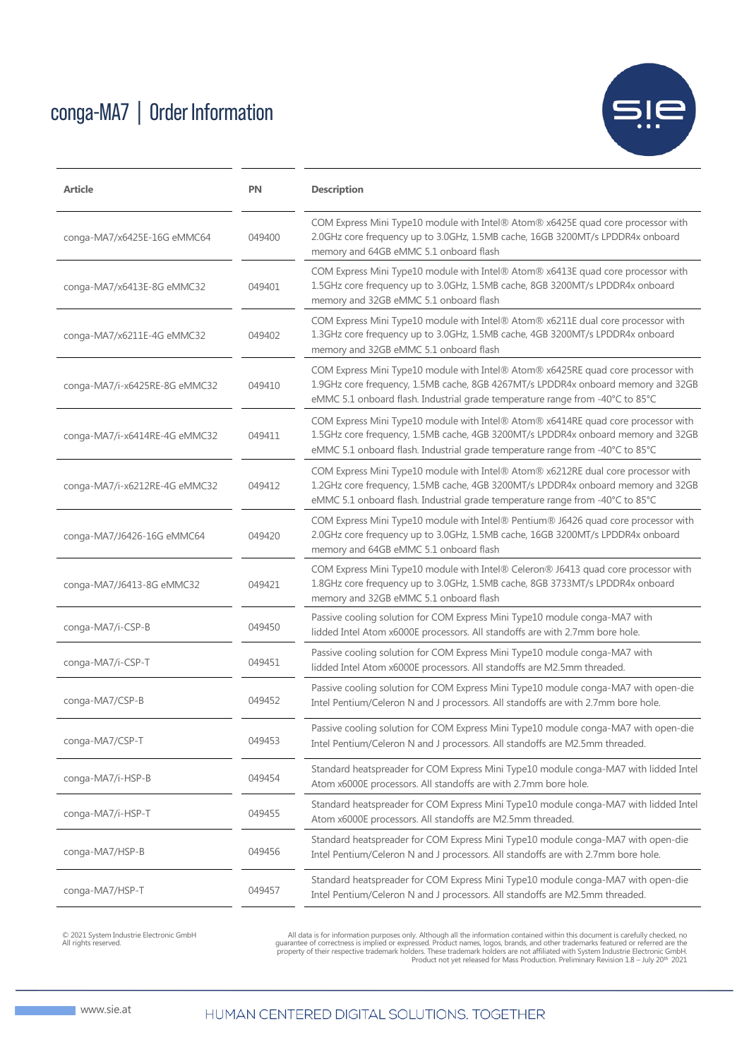# conga-MA7 | Order Information

| Article | PN | Description |
|---|---|---|
| conga-MA7/x6425E-16G eMMC64 | 049400 | COM Express Mini Type10 module with Intel® Atom® x6425E quad core processor with 2.0GHz core frequency up to 3.0GHz, 1.5MB cache, 16GB 3200MT/s LPDDR4x onboard memory and 64GB eMMC 5.1 onboard flash |
| conga-MA7/x6413E-8G eMMC32 | 049401 | COM Express Mini Type10 module with Intel® Atom® x6413E quad core processor with 1.5GHz core frequency up to 3.0GHz, 1.5MB cache, 8GB 3200MT/s LPDDR4x onboard memory and 32GB eMMC 5.1 onboard flash |
| conga-MA7/x6211E-4G eMMC32 | 049402 | COM Express Mini Type10 module with Intel® Atom® x6211E dual core processor with 1.3GHz core frequency up to 3.0GHz, 1.5MB cache, 4GB 3200MT/s LPDDR4x onboard memory and 32GB eMMC 5.1 onboard flash |
| conga-MA7/i-x6425RE-8G eMMC32 | 049410 | COM Express Mini Type10 module with Intel® Atom® x6425RE quad core processor with 1.9GHz core frequency, 1.5MB cache, 8GB 4267MT/s LPDDR4x onboard memory and 32GB eMMC 5.1 onboard flash. Industrial grade temperature range from -40°C to 85°C |
| conga-MA7/i-x6414RE-4G eMMC32 | 049411 | COM Express Mini Type10 module with Intel® Atom® x6414RE quad core processor with 1.5GHz core frequency, 1.5MB cache, 4GB 3200MT/s LPDDR4x onboard memory and 32GB eMMC 5.1 onboard flash. Industrial grade temperature range from -40°C to 85°C |
| conga-MA7/i-x6212RE-4G eMMC32 | 049412 | COM Express Mini Type10 module with Intel® Atom® x6212RE dual core processor with 1.2GHz core frequency, 1.5MB cache, 4GB 3200MT/s LPDDR4x onboard memory and 32GB eMMC 5.1 onboard flash. Industrial grade temperature range from -40°C to 85°C |
| conga-MA7/J6426-16G eMMC64 | 049420 | COM Express Mini Type10 module with Intel® Pentium® J6426 quad core processor with 2.0GHz core frequency up to 3.0GHz, 1.5MB cache, 16GB 3200MT/s LPDDR4x onboard memory and 64GB eMMC 5.1 onboard flash |
| conga-MA7/J6413-8G eMMC32 | 049421 | COM Express Mini Type10 module with Intel® Celeron® J6413 quad core processor with 1.8GHz core frequency up to 3.0GHz, 1.5MB cache, 8GB 3733MT/s LPDDR4x onboard memory and 32GB eMMC 5.1 onboard flash |
| conga-MA7/i-CSP-B | 049450 | Passive cooling solution for COM Express Mini Type10 module conga-MA7 with lidded Intel Atom x6000E processors. All standoffs are with 2.7mm bore hole. |
| conga-MA7/i-CSP-T | 049451 | Passive cooling solution for COM Express Mini Type10 module conga-MA7 with lidded Intel Atom x6000E processors. All standoffs are M2.5mm threaded. |
| conga-MA7/CSP-B | 049452 | Passive cooling solution for COM Express Mini Type10 module conga-MA7 with open-die Intel Pentium/Celeron N and J processors. All standoffs are with 2.7mm bore hole. |
| conga-MA7/CSP-T | 049453 | Passive cooling solution for COM Express Mini Type10 module conga-MA7 with open-die Intel Pentium/Celeron N and J processors. All standoffs are M2.5mm threaded. |
| conga-MA7/i-HSP-B | 049454 | Standard heatspreader for COM Express Mini Type10 module conga-MA7 with lidded Intel Atom x6000E processors. All standoffs are with 2.7mm bore hole. |
| conga-MA7/i-HSP-T | 049455 | Standard heatspreader for COM Express Mini Type10 module conga-MA7 with lidded Intel Atom x6000E processors. All standoffs are M2.5mm threaded. |
| conga-MA7/HSP-B | 049456 | Standard heatspreader for COM Express Mini Type10 module conga-MA7 with open-die Intel Pentium/Celeron N and J processors. All standoffs are with 2.7mm bore hole. |
| conga-MA7/HSP-T | 049457 | Standard heatspreader for COM Express Mini Type10 module conga-MA7 with open-die Intel Pentium/Celeron N and J processors. All standoffs are M2.5mm threaded. |

© 2021 System Industrie Electronic GmbH
All rights reserved.

All data is for information purposes only. Although all the information contained within this document is carefully checked, no guarantee of correctness is implied or expressed. Product names, logos, brands, and other trademarks featured or referred are the property of their respective trademark holders. These trademark holders are not affiliated with System Industrie Electronic GmbH. Product not yet released for Mass Production. Preliminary Revision 1.8 – July 20th 2021

www.sie.at

HUMAN CENTERED DIGITAL SOLUTIONS. TOGETHER